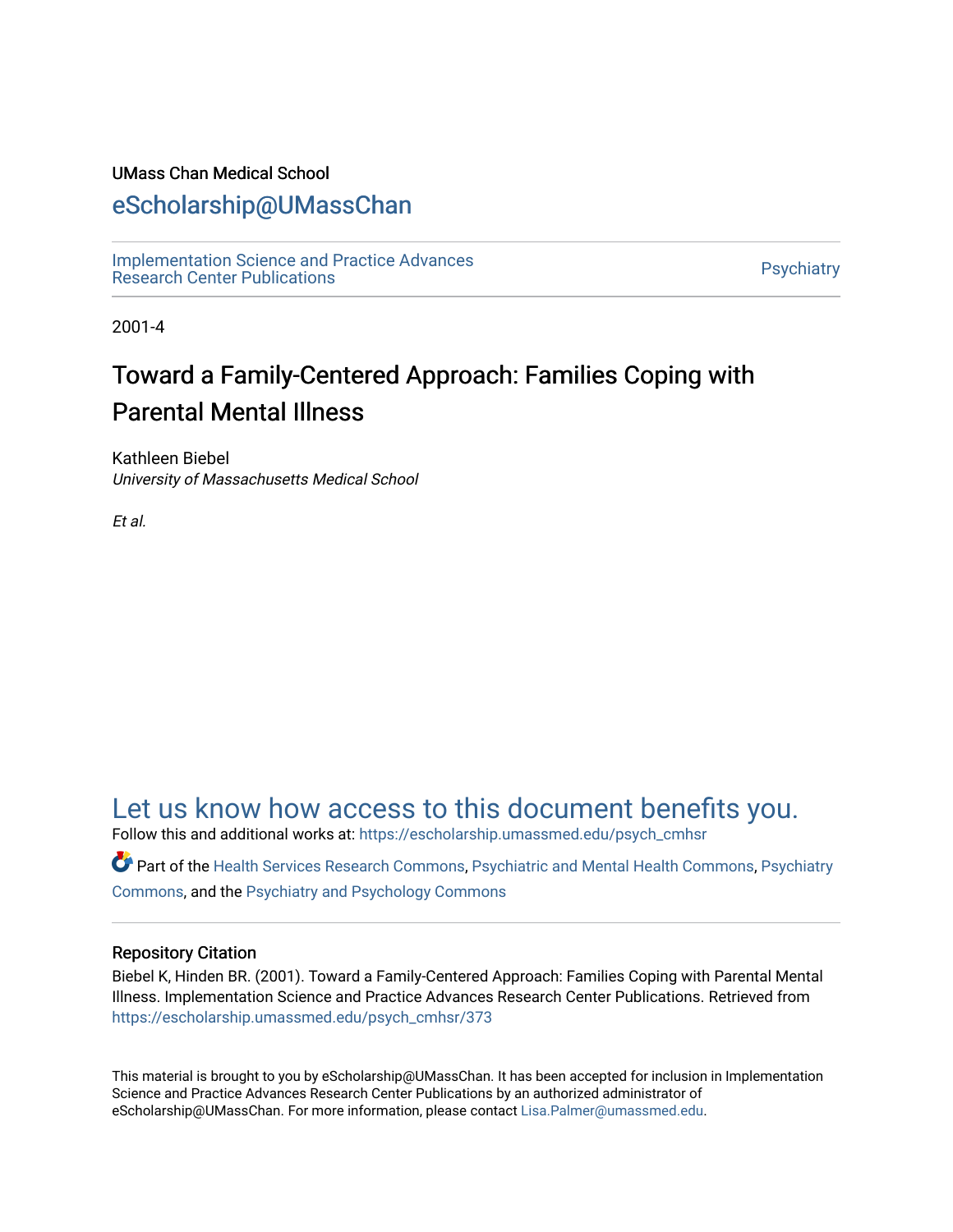UMass Chan Medical School

# eScholarship@UMassChan

Implementation Science and Practice Advances Research Center Publications

Psychiatry

2001-4

## Toward a Family-Centered Approach: Families Coping with Parental Mental Illness

Kathleen Biebel
*University of Massachusetts Medical School*

*Et al.*

Let us know how access to this document benefits you.

Follow this and additional works at: https://escholarship.umassmed.edu/psych_cmhsr

Part of the Health Services Research Commons, Psychiatric and Mental Health Commons, Psychiatry Commons, and the Psychiatry and Psychology Commons

### Repository Citation

Biebel K, Hinden BR. (2001). Toward a Family-Centered Approach: Families Coping with Parental Mental Illness. Implementation Science and Practice Advances Research Center Publications. Retrieved from https://escholarship.umassmed.edu/psych_cmhsr/373

This material is brought to you by eScholarship@UMassChan. It has been accepted for inclusion in Implementation Science and Practice Advances Research Center Publications by an authorized administrator of eScholarship@UMassChan. For more information, please contact Lisa.Palmer@umassmed.edu.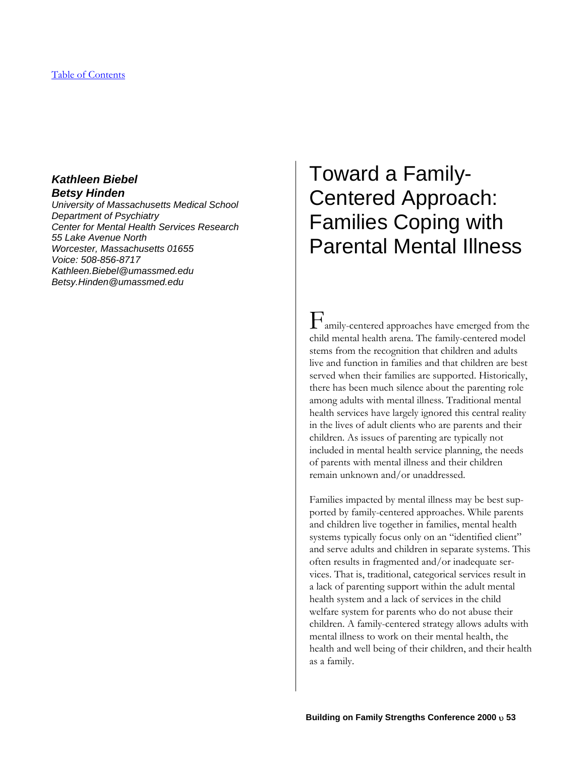[Table of Contents](#)

***Kathleen Biebel***
***Betsy Hinden***
*University of Massachusetts Medical School*
*Department of Psychiatry*
*Center for Mental Health Services Research*
*55 Lake Avenue North*
*Worcester, Massachusetts 01655*
*Voice: 508-856-8717*
*Kathleen.Biebel@umassmed.edu*
*Betsy.Hinden@umassmed.edu*

# Toward a Family-Centered Approach: Families Coping with Parental Mental Illness

Family-centered approaches have emerged from the child mental health arena. The family-centered model stems from the recognition that children and adults live and function in families and that children are best served when their families are supported. Historically, there has been much silence about the parenting role among adults with mental illness. Traditional mental health services have largely ignored this central reality in the lives of adult clients who are parents and their children. As issues of parenting are typically not included in mental health service planning, the needs of parents with mental illness and their children remain unknown and/or unaddressed.

Families impacted by mental illness may be best supported by family-centered approaches. While parents and children live together in families, mental health systems typically focus only on an "identified client" and serve adults and children in separate systems. This often results in fragmented and/or inadequate services. That is, traditional, categorical services result in a lack of parenting support within the adult mental health system and a lack of services in the child welfare system for parents who do not abuse their children. A family-centered strategy allows adults with mental illness to work on their mental health, the health and well being of their children, and their health as a family.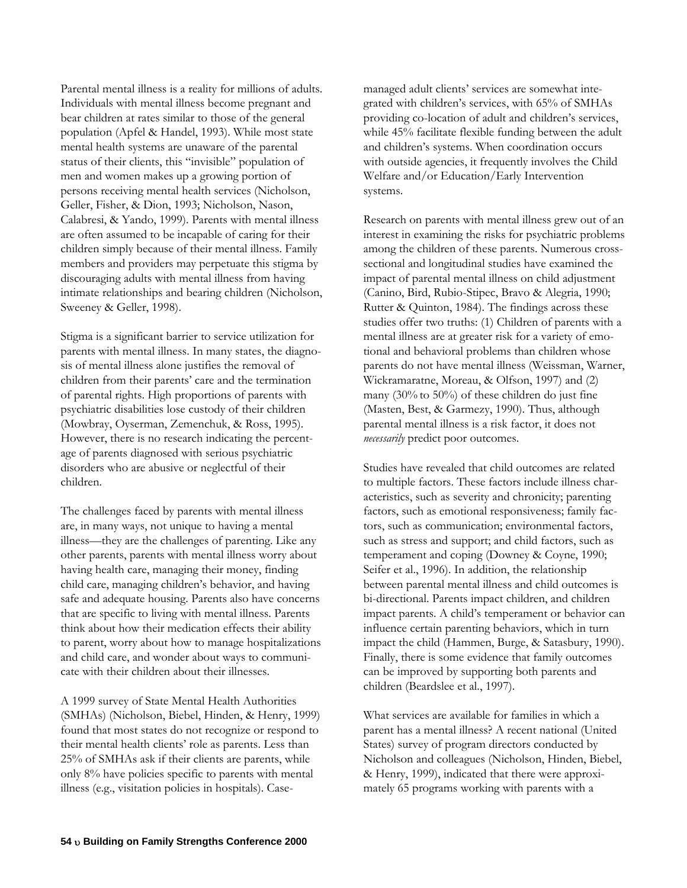Parental mental illness is a reality for millions of adults. Individuals with mental illness become pregnant and bear children at rates similar to those of the general population (Apfel & Handel, 1993). While most state mental health systems are unaware of the parental status of their clients, this "invisible" population of men and women makes up a growing portion of persons receiving mental health services (Nicholson, Geller, Fisher, & Dion, 1993; Nicholson, Nason, Calabresi, & Yando, 1999). Parents with mental illness are often assumed to be incapable of caring for their children simply because of their mental illness. Family members and providers may perpetuate this stigma by discouraging adults with mental illness from having intimate relationships and bearing children (Nicholson, Sweeney & Geller, 1998).

Stigma is a significant barrier to service utilization for parents with mental illness. In many states, the diagnosis of mental illness alone justifies the removal of children from their parents' care and the termination of parental rights. High proportions of parents with psychiatric disabilities lose custody of their children (Mowbray, Oyserman, Zemenchuk, & Ross, 1995). However, there is no research indicating the percentage of parents diagnosed with serious psychiatric disorders who are abusive or neglectful of their children.

The challenges faced by parents with mental illness are, in many ways, not unique to having a mental illness—they are the challenges of parenting. Like any other parents, parents with mental illness worry about having health care, managing their money, finding child care, managing children's behavior, and having safe and adequate housing. Parents also have concerns that are specific to living with mental illness. Parents think about how their medication effects their ability to parent, worry about how to manage hospitalizations and child care, and wonder about ways to communicate with their children about their illnesses.

A 1999 survey of State Mental Health Authorities (SMHAs) (Nicholson, Biebel, Hinden, & Henry, 1999) found that most states do not recognize or respond to their mental health clients' role as parents. Less than 25% of SMHAs ask if their clients are parents, while only 8% have policies specific to parents with mental illness (e.g., visitation policies in hospitals). Case-managed adult clients' services are somewhat integrated with children's services, with 65% of SMHAs providing co-location of adult and children's services, while 45% facilitate flexible funding between the adult and children's systems. When coordination occurs with outside agencies, it frequently involves the Child Welfare and/or Education/Early Intervention systems.

Research on parents with mental illness grew out of an interest in examining the risks for psychiatric problems among the children of these parents. Numerous cross-sectional and longitudinal studies have examined the impact of parental mental illness on child adjustment (Canino, Bird, Rubio-Stipec, Bravo & Alegria, 1990; Rutter & Quinton, 1984). The findings across these studies offer two truths: (1) Children of parents with a mental illness are at greater risk for a variety of emotional and behavioral problems than children whose parents do not have mental illness (Weissman, Warner, Wickramaratne, Moreau, & Olfson, 1997) and (2) many (30% to 50%) of these children do just fine (Masten, Best, & Garmezy, 1990). Thus, although parental mental illness is a risk factor, it does not *necessarily* predict poor outcomes.

Studies have revealed that child outcomes are related to multiple factors. These factors include illness characteristics, such as severity and chronicity; parenting factors, such as emotional responsiveness; family factors, such as communication; environmental factors, such as stress and support; and child factors, such as temperament and coping (Downey & Coyne, 1990; Seifer et al., 1996). In addition, the relationship between parental mental illness and child outcomes is bi-directional. Parents impact children, and children impact parents. A child's temperament or behavior can influence certain parenting behaviors, which in turn impact the child (Hammen, Burge, & Satasbury, 1990). Finally, there is some evidence that family outcomes can be improved by supporting both parents and children (Beardslee et al., 1997).

What services are available for families in which a parent has a mental illness? A recent national (United States) survey of program directors conducted by Nicholson and colleagues (Nicholson, Hinden, Biebel, & Henry, 1999), indicated that there were approximately 65 programs working with parents with a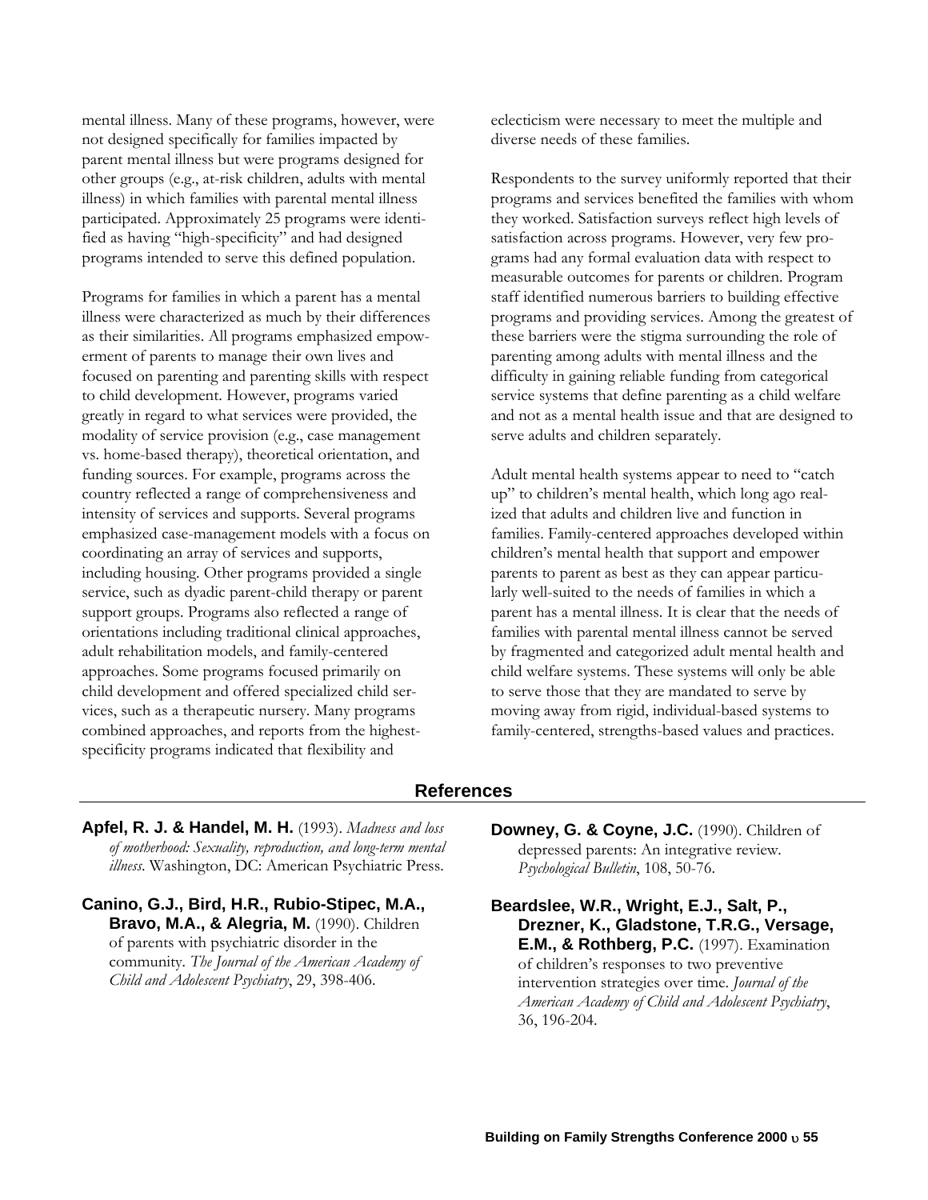mental illness. Many of these programs, however, were not designed specifically for families impacted by parent mental illness but were programs designed for other groups (e.g., at-risk children, adults with mental illness) in which families with parental mental illness participated. Approximately 25 programs were identified as having "high-specificity" and had designed programs intended to serve this defined population.

Programs for families in which a parent has a mental illness were characterized as much by their differences as their similarities. All programs emphasized empowerment of parents to manage their own lives and focused on parenting and parenting skills with respect to child development. However, programs varied greatly in regard to what services were provided, the modality of service provision (e.g., case management vs. home-based therapy), theoretical orientation, and funding sources. For example, programs across the country reflected a range of comprehensiveness and intensity of services and supports. Several programs emphasized case-management models with a focus on coordinating an array of services and supports, including housing. Other programs provided a single service, such as dyadic parent-child therapy or parent support groups. Programs also reflected a range of orientations including traditional clinical approaches, adult rehabilitation models, and family-centered approaches. Some programs focused primarily on child development and offered specialized child services, such as a therapeutic nursery. Many programs combined approaches, and reports from the highest-specificity programs indicated that flexibility and eclecticism were necessary to meet the multiple and diverse needs of these families.

Respondents to the survey uniformly reported that their programs and services benefited the families with whom they worked. Satisfaction surveys reflect high levels of satisfaction across programs. However, very few programs had any formal evaluation data with respect to measurable outcomes for parents or children. Program staff identified numerous barriers to building effective programs and providing services. Among the greatest of these barriers were the stigma surrounding the role of parenting among adults with mental illness and the difficulty in gaining reliable funding from categorical service systems that define parenting as a child welfare and not as a mental health issue and that are designed to serve adults and children separately.

Adult mental health systems appear to need to "catch up" to children's mental health, which long ago realized that adults and children live and function in families. Family-centered approaches developed within children's mental health that support and empower parents to parent as best as they can appear particularly well-suited to the needs of families in which a parent has a mental illness. It is clear that the needs of families with parental mental illness cannot be served by fragmented and categorized adult mental health and child welfare systems. These systems will only be able to serve those that they are mandated to serve by moving away from rigid, individual-based systems to family-centered, strengths-based values and practices.

## References

**Apfel, R. J. & Handel, M. H.** (1993). *Madness and loss of motherhood: Sexuality, reproduction, and long-term mental illness*. Washington, DC: American Psychiatric Press.

**Canino, G.J., Bird, H.R., Rubio-Stipec, M.A., Bravo, M.A., & Alegria, M.** (1990). Children of parents with psychiatric disorder in the community. *The Journal of the American Academy of Child and Adolescent Psychiatry*, 29, 398-406.

**Downey, G. & Coyne, J.C.** (1990). Children of depressed parents: An integrative review. *Psychological Bulletin*, 108, 50-76.

**Beardslee, W.R., Wright, E.J., Salt, P., Drezner, K., Gladstone, T.R.G., Versage, E.M., & Rothberg, P.C.** (1997). Examination of children's responses to two preventive intervention strategies over time. *Journal of the American Academy of Child and Adolescent Psychiatry*, 36, 196-204.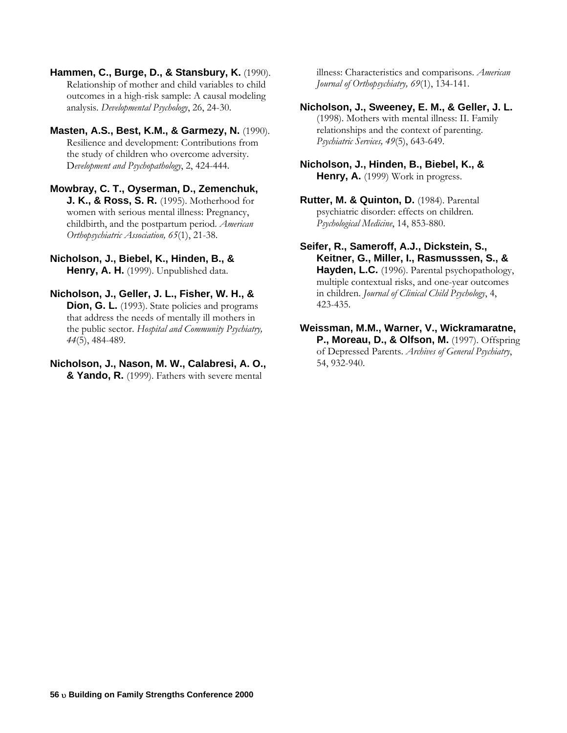**Hammen, C., Burge, D., & Stansbury, K.** (1990). Relationship of mother and child variables to child outcomes in a high-risk sample: A causal modeling analysis. *Developmental Psychology*, 26, 24-30.

**Masten, A.S., Best, K.M., & Garmezy, N.** (1990). Resilience and development: Contributions from the study of children who overcome adversity. D*evelopment and Psychopathology*, 2, 424-444.

**Mowbray, C. T., Oyserman, D., Zemenchuk, J. K., & Ross, S. R.** (1995). Motherhood for women with serious mental illness: Pregnancy, childbirth, and the postpartum period. *American Orthopsychiatric Association, 65*(1), 21-38.

**Nicholson, J., Biebel, K., Hinden, B., & Henry, A. H.** (1999). Unpublished data.

**Nicholson, J., Geller, J. L., Fisher, W. H., & Dion, G. L.** (1993). State policies and programs that address the needs of mentally ill mothers in the public sector. *Hospital and Community Psychiatry, 44*(5), 484-489.

**Nicholson, J., Nason, M. W., Calabresi, A. O., & Yando, R.** (1999). Fathers with severe mental illness: Characteristics and comparisons. *American Journal of Orthopsychiatry, 69*(1), 134-141.

**Nicholson, J., Sweeney, E. M., & Geller, J. L.** (1998). Mothers with mental illness: II. Family relationships and the context of parenting. *Psychiatric Services, 49*(5), 643-649.

**Nicholson, J., Hinden, B., Biebel, K., & Henry, A.** (1999) Work in progress.

**Rutter, M. & Quinton, D.** (1984). Parental psychiatric disorder: effects on children. *Psychological Medicine*, 14, 853-880.

**Seifer, R., Sameroff, A.J., Dickstein, S., Keitner, G., Miller, I., Rasmusssen, S., & Hayden, L.C.** (1996). Parental psychopathology, multiple contextual risks, and one-year outcomes in children. *Journal of Clinical Child Psychology*, 4, 423-435.

**Weissman, M.M., Warner, V., Wickramaratne, P., Moreau, D., & Olfson, M.** (1997). Offspring of Depressed Parents. *Archives of General Psychiatry*, 54, 932-940.